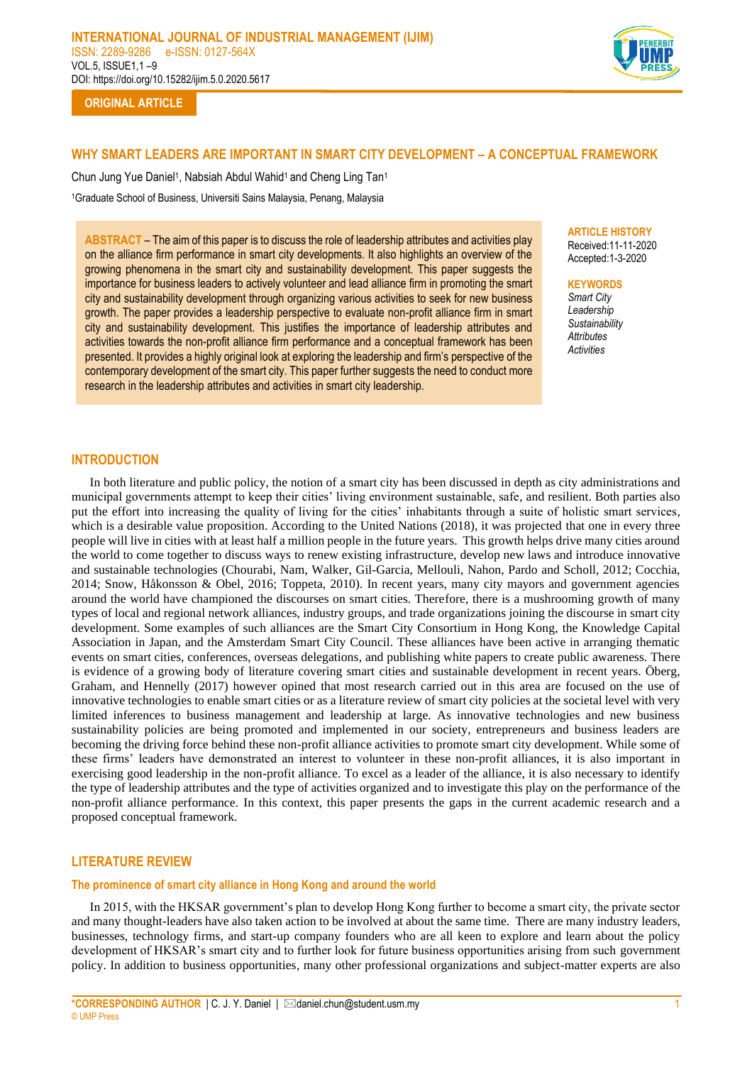ORIGINAL ARTICLE

# WHY SMART LEADERS ARE IMPORTANT IN SMART CITY DEVELOPMENT – A CONCEPTUAL FRAMEWORK

Chun Jung Yue Daniel[1], Nabsiah Abdul Wahid[1] and Cheng Ling Tan[1]

[1]Graduate School of Business, Universiti Sains Malaysia, Penang, Malaysia

**ABSTRACT** – The aim of this paper is to discuss the role of leadership attributes and activities play on the alliance firm performance in smart city developments. It also highlights an overview of the growing phenomena in the smart city and sustainability development. This paper suggests the importance for business leaders to actively volunteer and lead alliance firm in promoting the smart city and sustainability development through organizing various activities to seek for new business growth. The paper provides a leadership perspective to evaluate non-profit alliance firm in smart city and sustainability development. This justifies the importance of leadership attributes and activities towards the non-profit alliance firm performance and a conceptual framework has been presented. It provides a highly original look at exploring the leadership and firm's perspective of the contemporary development of the smart city. This paper further suggests the need to conduct more research in the leadership attributes and activities in smart city leadership.

**ARTICLE HISTORY**
Received:11-11-2020
Accepted:1-3-2020

**KEYWORDS**
*Smart City*
*Leadership*
*Sustainability*
*Attributes*
*Activities*

## INTRODUCTION

In both literature and public policy, the notion of a smart city has been discussed in depth as city administrations and municipal governments attempt to keep their cities' living environment sustainable, safe, and resilient. Both parties also put the effort into increasing the quality of living for the cities' inhabitants through a suite of holistic smart services, which is a desirable value proposition. According to the United Nations (2018), it was projected that one in every three people will live in cities with at least half a million people in the future years. This growth helps drive many cities around the world to come together to discuss ways to renew existing infrastructure, develop new laws and introduce innovative and sustainable technologies (Chourabi, Nam, Walker, Gil-Garcia, Mellouli, Nahon, Pardo and Scholl, 2012; Cocchia, 2014; Snow, Håkonsson & Obel, 2016; Toppeta, 2010). In recent years, many city mayors and government agencies around the world have championed the discourses on smart cities. Therefore, there is a mushrooming growth of many types of local and regional network alliances, industry groups, and trade organizations joining the discourse in smart city development. Some examples of such alliances are the Smart City Consortium in Hong Kong, the Knowledge Capital Association in Japan, and the Amsterdam Smart City Council. These alliances have been active in arranging thematic events on smart cities, conferences, overseas delegations, and publishing white papers to create public awareness. There is evidence of a growing body of literature covering smart cities and sustainable development in recent years. Öberg, Graham, and Hennelly (2017) however opined that most research carried out in this area are focused on the use of innovative technologies to enable smart cities or as a literature review of smart city policies at the societal level with very limited inferences to business management and leadership at large. As innovative technologies and new business sustainability policies are being promoted and implemented in our society, entrepreneurs and business leaders are becoming the driving force behind these non-profit alliance activities to promote smart city development. While some of these firms' leaders have demonstrated an interest to volunteer in these non-profit alliances, it is also important in exercising good leadership in the non-profit alliance. To excel as a leader of the alliance, it is also necessary to identify the type of leadership attributes and the type of activities organized and to investigate this play on the performance of the non-profit alliance performance. In this context, this paper presents the gaps in the current academic research and a proposed conceptual framework.

## LITERATURE REVIEW

### The prominence of smart city alliance in Hong Kong and around the world

In 2015, with the HKSAR government's plan to develop Hong Kong further to become a smart city, the private sector and many thought-leaders have also taken action to be involved at about the same time. There are many industry leaders, businesses, technology firms, and start-up company founders who are all keen to explore and learn about the policy development of HKSAR's smart city and to further look for future business opportunities arising from such government policy. In addition to business opportunities, many other professional organizations and subject-matter experts are also

*CORRESPONDING AUTHOR | C. J. Y. Daniel | daniel.chun@student.usm.my
© UMP Press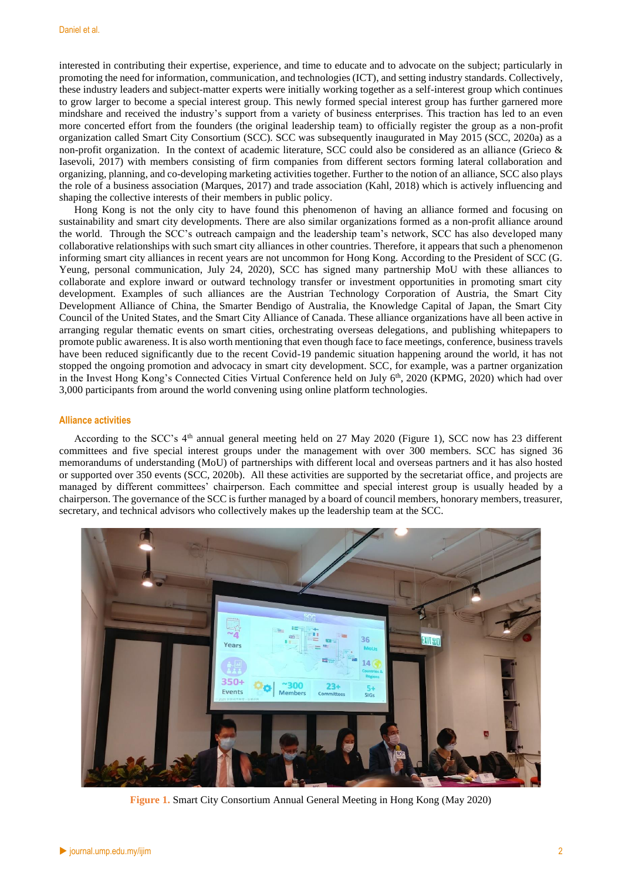interested in contributing their expertise, experience, and time to educate and to advocate on the subject; particularly in promoting the need for information, communication, and technologies (ICT), and setting industry standards. Collectively, these industry leaders and subject-matter experts were initially working together as a self-interest group which continues to grow larger to become a special interest group. This newly formed special interest group has further garnered more mindshare and received the industry's support from a variety of business enterprises. This traction has led to an even more concerted effort from the founders (the original leadership team) to officially register the group as a non-profit organization called Smart City Consortium (SCC). SCC was subsequently inaugurated in May 2015 (SCC, 2020a) as a non-profit organization. In the context of academic literature, SCC could also be considered as an alliance (Grieco & Iasevoli, 2017) with members consisting of firm companies from different sectors forming lateral collaboration and organizing, planning, and co-developing marketing activities together. Further to the notion of an alliance, SCC also plays the role of a business association (Marques, 2017) and trade association (Kahl, 2018) which is actively influencing and shaping the collective interests of their members in public policy.

Hong Kong is not the only city to have found this phenomenon of having an alliance formed and focusing on sustainability and smart city developments. There are also similar organizations formed as a non-profit alliance around the world. Through the SCC's outreach campaign and the leadership team's network, SCC has also developed many collaborative relationships with such smart city alliances in other countries. Therefore, it appears that such a phenomenon informing smart city alliances in recent years are not uncommon for Hong Kong. According to the President of SCC (G. Yeung, personal communication, July 24, 2020), SCC has signed many partnership MoU with these alliances to collaborate and explore inward or outward technology transfer or investment opportunities in promoting smart city development. Examples of such alliances are the Austrian Technology Corporation of Austria, the Smart City Development Alliance of China, the Smarter Bendigo of Australia, the Knowledge Capital of Japan, the Smart City Council of the United States, and the Smart City Alliance of Canada. These alliance organizations have all been active in arranging regular thematic events on smart cities, orchestrating overseas delegations, and publishing whitepapers to promote public awareness. It is also worth mentioning that even though face to face meetings, conference, business travels have been reduced significantly due to the recent Covid-19 pandemic situation happening around the world, it has not stopped the ongoing promotion and advocacy in smart city development. SCC, for example, was a partner organization in the Invest Hong Kong's Connected Cities Virtual Conference held on July 6th, 2020 (KPMG, 2020) which had over 3,000 participants from around the world convening using online platform technologies.

## Alliance activities

According to the SCC's 4th annual general meeting held on 27 May 2020 (Figure 1), SCC now has 23 different committees and five special interest groups under the management with over 300 members. SCC has signed 36 memorandums of understanding (MoU) of partnerships with different local and overseas partners and it has also hosted or supported over 350 events (SCC, 2020b). All these activities are supported by the secretariat office, and projects are managed by different committees' chairperson. Each committee and special interest group is usually headed by a chairperson. The governance of the SCC is further managed by a board of council members, honorary members, treasurer, secretary, and technical advisors who collectively makes up the leadership team at the SCC.

**Figure 1.** Smart City Consortium Annual General Meeting in Hong Kong (May 2020)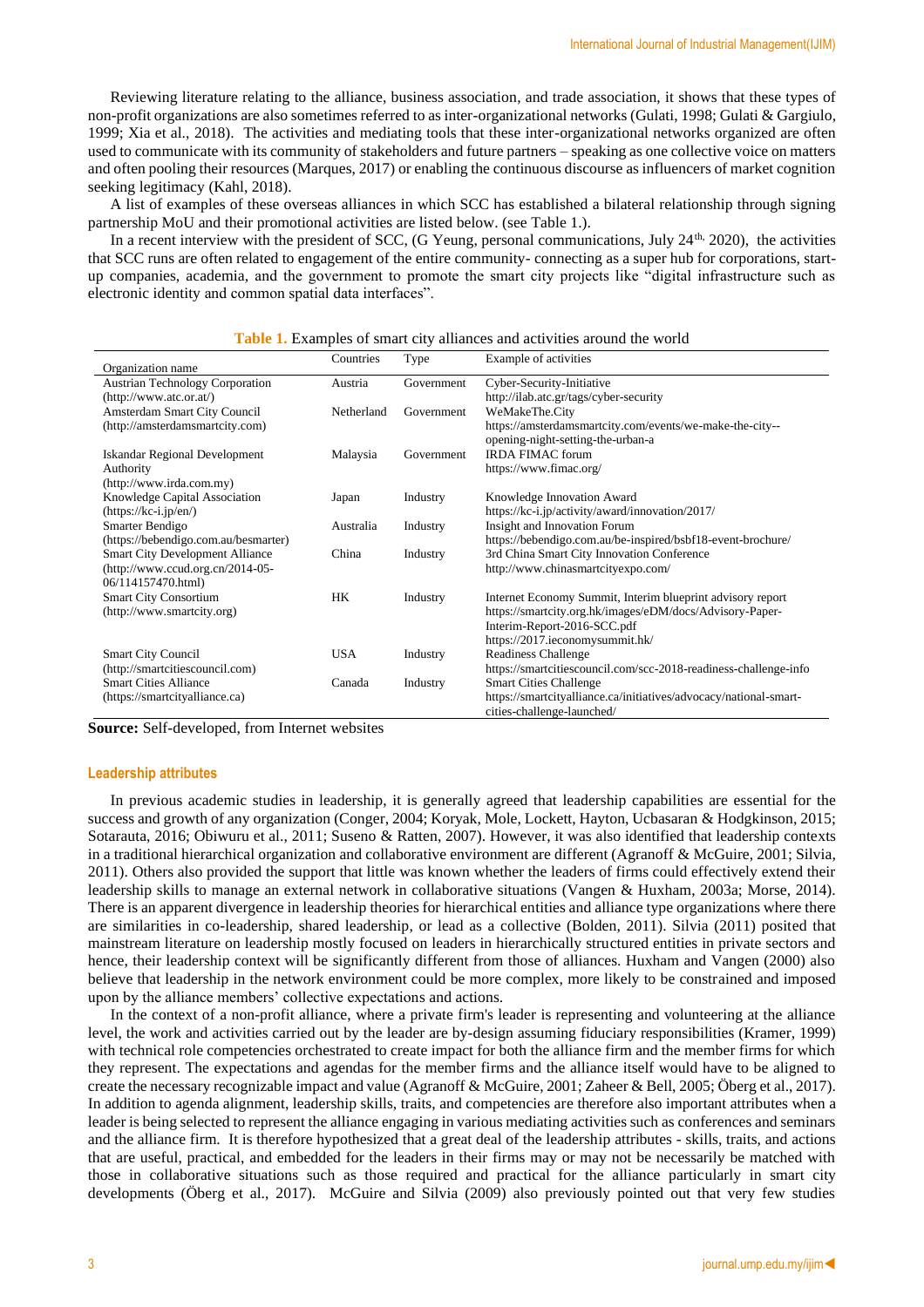Reviewing literature relating to the alliance, business association, and trade association, it shows that these types of non-profit organizations are also sometimes referred to as inter-organizational networks (Gulati, 1998; Gulati & Gargiulo, 1999; Xia et al., 2018). The activities and mediating tools that these inter-organizational networks organized are often used to communicate with its community of stakeholders and future partners – speaking as one collective voice on matters and often pooling their resources (Marques, 2017) or enabling the continuous discourse as influencers of market cognition seeking legitimacy (Kahl, 2018).

A list of examples of these overseas alliances in which SCC has established a bilateral relationship through signing partnership MoU and their promotional activities are listed below. (see Table 1.).

In a recent interview with the president of SCC, (G Yeung, personal communications, July 24th, 2020), the activities that SCC runs are often related to engagement of the entire community- connecting as a super hub for corporations, start-up companies, academia, and the government to promote the smart city projects like "digital infrastructure such as electronic identity and common spatial data interfaces".

**Table 1.** Examples of smart city alliances and activities around the world

| Organization name | Countries | Type | Example of activities |
|---|---|---|---|
| Austrian Technology Corporation (http://www.atc.or.at/) | Austria | Government | Cyber-Security-Initiative http://ilab.atc.gr/tags/cyber-security |
| Amsterdam Smart City Council (http://amsterdamsmartcity.com) | Netherland | Government | WeMakeThe.City https://amsterdamsmartcity.com/events/we-make-the-city--opening-night-setting-the-urban-a |
| Iskandar Regional Development Authority (http://www.irda.com.my) | Malaysia | Government | IRDA FIMAC forum https://www.fimac.org/ |
| Knowledge Capital Association (https://kc-i.jp/en/) | Japan | Industry | Knowledge Innovation Award https://kc-i.jp/activity/award/innovation/2017/ |
| Smarter Bendigo (https://bebendigo.com.au/besmarter) | Australia | Industry | Insight and Innovation Forum https://bebendigo.com.au/be-inspired/bsbf18-event-brochure/ |
| Smart City Development Alliance (http://www.ccud.org.cn/2014-05-06/114157470.html) | China | Industry | 3rd China Smart City Innovation Conference http://www.chinasmartcityexpo.com/ |
| Smart City Consortium (http://www.smartcity.org) | HK | Industry | Internet Economy Summit, Interim blueprint advisory report https://smartcity.org.hk/images/eDM/docs/Advisory-Paper-Interim-Report-2016-SCC.pdf https://2017.ieconomysummit.hk/ |
| Smart City Council (http://smartcitiescouncil.com) | USA | Industry | Readiness Challenge https://smartcitiescouncil.com/scc-2018-readiness-challenge-info |
| Smart Cities Alliance (https://smartcityalliance.ca) | Canada | Industry | Smart Cities Challenge https://smartcityalliance.ca/initiatives/advocacy/national-smart-cities-challenge-launched/ |

**Source:** Self-developed, from Internet websites

## Leadership attributes

In previous academic studies in leadership, it is generally agreed that leadership capabilities are essential for the success and growth of any organization (Conger, 2004; Koryak, Mole, Lockett, Hayton, Ucbasaran & Hodgkinson, 2015; Sotarauta, 2016; Obiwuru et al., 2011; Suseno & Ratten, 2007). However, it was also identified that leadership contexts in a traditional hierarchical organization and collaborative environment are different (Agranoff & McGuire, 2001; Silvia, 2011). Others also provided the support that little was known whether the leaders of firms could effectively extend their leadership skills to manage an external network in collaborative situations (Vangen & Huxham, 2003a; Morse, 2014). There is an apparent divergence in leadership theories for hierarchical entities and alliance type organizations where there are similarities in co-leadership, shared leadership, or lead as a collective (Bolden, 2011). Silvia (2011) posited that mainstream literature on leadership mostly focused on leaders in hierarchically structured entities in private sectors and hence, their leadership context will be significantly different from those of alliances. Huxham and Vangen (2000) also believe that leadership in the network environment could be more complex, more likely to be constrained and imposed upon by the alliance members' collective expectations and actions.

In the context of a non-profit alliance, where a private firm's leader is representing and volunteering at the alliance level, the work and activities carried out by the leader are by-design assuming fiduciary responsibilities (Kramer, 1999) with technical role competencies orchestrated to create impact for both the alliance firm and the member firms for which they represent. The expectations and agendas for the member firms and the alliance itself would have to be aligned to create the necessary recognizable impact and value (Agranoff & McGuire, 2001; Zaheer & Bell, 2005; Öberg et al., 2017). In addition to agenda alignment, leadership skills, traits, and competencies are therefore also important attributes when a leader is being selected to represent the alliance engaging in various mediating activities such as conferences and seminars and the alliance firm. It is therefore hypothesized that a great deal of the leadership attributes - skills, traits, and actions that are useful, practical, and embedded for the leaders in their firms may or may not be necessarily be matched with those in collaborative situations such as those required and practical for the alliance particularly in smart city developments (Öberg et al., 2017). McGuire and Silvia (2009) also previously pointed out that very few studies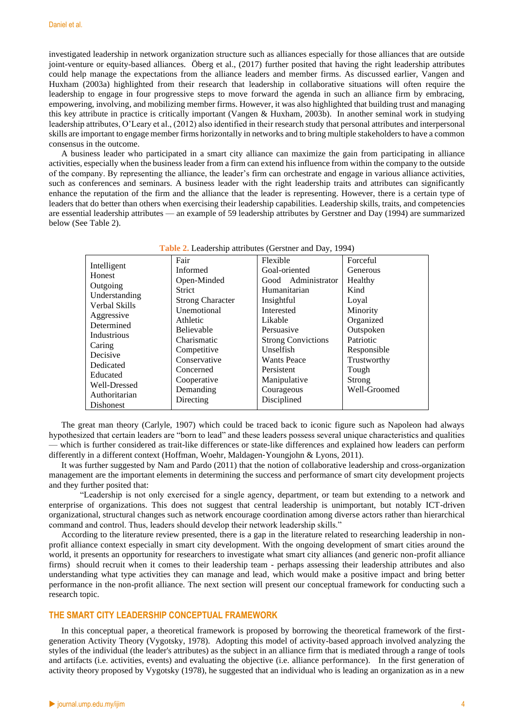investigated leadership in network organization structure such as alliances especially for those alliances that are outside joint-venture or equity-based alliances. Öberg et al., (2017) further posited that having the right leadership attributes could help manage the expectations from the alliance leaders and member firms. As discussed earlier, Vangen and Huxham (2003a) highlighted from their research that leadership in collaborative situations will often require the leadership to engage in four progressive steps to move forward the agenda in such an alliance firm by embracing, empowering, involving, and mobilizing member firms. However, it was also highlighted that building trust and managing this key attribute in practice is critically important (Vangen & Huxham, 2003b). In another seminal work in studying leadership attributes, O'Leary et al., (2012) also identified in their research study that personal attributes and interpersonal skills are important to engage member firms horizontally in networks and to bring multiple stakeholders to have a common consensus in the outcome.

A business leader who participated in a smart city alliance can maximize the gain from participating in alliance activities, especially when the business leader from a firm can extend his influence from within the company to the outside of the company. By representing the alliance, the leader's firm can orchestrate and engage in various alliance activities, such as conferences and seminars. A business leader with the right leadership traits and attributes can significantly enhance the reputation of the firm and the alliance that the leader is representing. However, there is a certain type of leaders that do better than others when exercising their leadership capabilities. Leadership skills, traits, and competencies are essential leadership attributes — an example of 59 leadership attributes by Gerstner and Day (1994) are summarized below (See Table 2).

**Table 2.** Leadership attributes (Gerstner and Day, 1994)

| | | | |
|---|---|---|---|
| Intelligent | Fair | Flexible | Forceful |
| Honest | Informed | Goal-oriented | Generous |
| Outgoing | Open-Minded | Good Administrator | Healthy |
| Understanding | Strict | Humanitarian | Kind |
| Verbal Skills | Strong Character | Insightful | Loyal |
| Aggressive | Unemotional | Interested | Minority |
| Determined | Athletic | Likable | Organized |
| Industrious | Believable | Persuasive | Outspoken |
| Caring | Charismatic | Strong Convictions | Patriotic |
| Decisive | Competitive | Unselfish | Responsible |
| Dedicated | Conservative | Wants Peace | Trustworthy |
| Educated | Concerned | Persistent | Tough |
| Well-Dressed | Cooperative | Manipulative | Strong |
| Authoritarian | Demanding | Courageous | Well-Groomed |
| Dishonest | Directing | Disciplined | |

The great man theory (Carlyle, 1907) which could be traced back to iconic figure such as Napoleon had always hypothesized that certain leaders are "born to lead" and these leaders possess several unique characteristics and qualities — which is further considered as trait-like differences or state-like differences and explained how leaders can perform differently in a different context (Hoffman, Woehr, Maldagen-Youngjohn & Lyons, 2011).

It was further suggested by Nam and Pardo (2011) that the notion of collaborative leadership and cross-organization management are the important elements in determining the success and performance of smart city development projects and they further posited that:

"Leadership is not only exercised for a single agency, department, or team but extending to a network and enterprise of organizations. This does not suggest that central leadership is unimportant, but notably ICT-driven organizational, structural changes such as network encourage coordination among diverse actors rather than hierarchical command and control. Thus, leaders should develop their network leadership skills."

According to the literature review presented, there is a gap in the literature related to researching leadership in non-profit alliance context especially in smart city development. With the ongoing development of smart cities around the world, it presents an opportunity for researchers to investigate what smart city alliances (and generic non-profit alliance firms) should recruit when it comes to their leadership team - perhaps assessing their leadership attributes and also understanding what type activities they can manage and lead, which would make a positive impact and bring better performance in the non-profit alliance. The next section will present our conceptual framework for conducting such a research topic.

## THE SMART CITY LEADERSHIP CONCEPTUAL FRAMEWORK

In this conceptual paper, a theoretical framework is proposed by borrowing the theoretical framework of the first-generation Activity Theory (Vygotsky, 1978). Adopting this model of activity-based approach involved analyzing the styles of the individual (the leader's attributes) as the subject in an alliance firm that is mediated through a range of tools and artifacts (i.e. activities, events) and evaluating the objective (i.e. alliance performance). In the first generation of activity theory proposed by Vygotsky (1978), he suggested that an individual who is leading an organization as in a new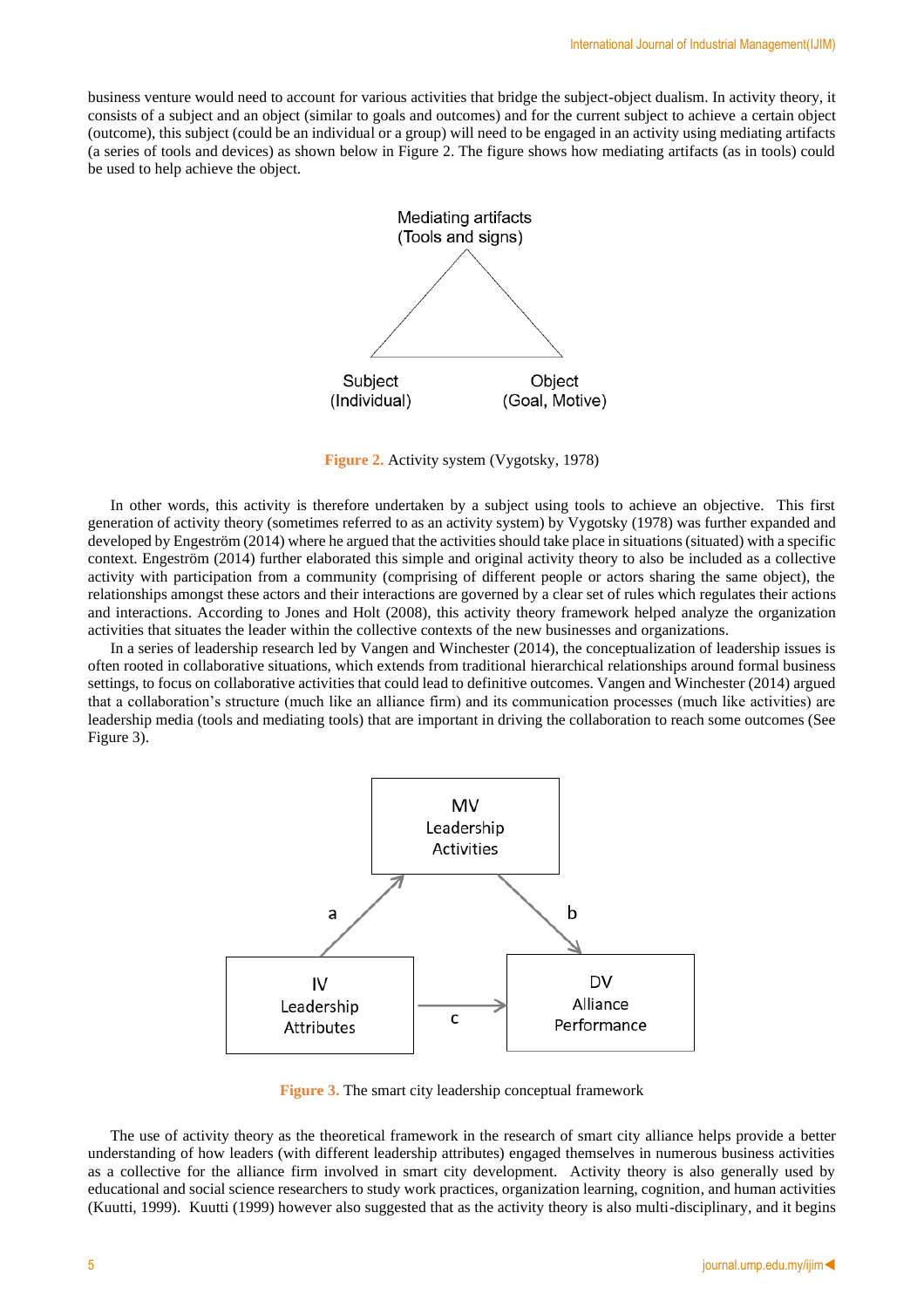business venture would need to account for various activities that bridge the subject-object dualism. In activity theory, it consists of a subject and an object (similar to goals and outcomes) and for the current subject to achieve a certain object (outcome), this subject (could be an individual or a group) will need to be engaged in an activity using mediating artifacts (a series of tools and devices) as shown below in Figure 2. The figure shows how mediating artifacts (as in tools) could be used to help achieve the object.

Mediating artifacts (Tools and signs)

Subject (Individual)

Object (Goal, Motive)

**Figure 2.** Activity system (Vygotsky, 1978)

In other words, this activity is therefore undertaken by a subject using tools to achieve an objective. This first generation of activity theory (sometimes referred to as an activity system) by Vygotsky (1978) was further expanded and developed by Engeström (2014) where he argued that the activities should take place in situations (situated) with a specific context. Engeström (2014) further elaborated this simple and original activity theory to also be included as a collective activity with participation from a community (comprising of different people or actors sharing the same object), the relationships amongst these actors and their interactions are governed by a clear set of rules which regulates their actions and interactions. According to Jones and Holt (2008), this activity theory framework helped analyze the organization activities that situates the leader within the collective contexts of the new businesses and organizations.

In a series of leadership research led by Vangen and Winchester (2014), the conceptualization of leadership issues is often rooted in collaborative situations, which extends from traditional hierarchical relationships around formal business settings, to focus on collaborative activities that could lead to definitive outcomes. Vangen and Winchester (2014) argued that a collaboration's structure (much like an alliance firm) and its communication processes (much like activities) are leadership media (tools and mediating tools) that are important in driving the collaboration to reach some outcomes (See Figure 3).

MV Leadership Activities

a

b

IV Leadership Attributes

c

DV Alliance Performance

**Figure 3.** The smart city leadership conceptual framework

The use of activity theory as the theoretical framework in the research of smart city alliance helps provide a better understanding of how leaders (with different leadership attributes) engaged themselves in numerous business activities as a collective for the alliance firm involved in smart city development. Activity theory is also generally used by educational and social science researchers to study work practices, organization learning, cognition, and human activities (Kuutti, 1999). Kuutti (1999) however also suggested that as the activity theory is also multi-disciplinary, and it begins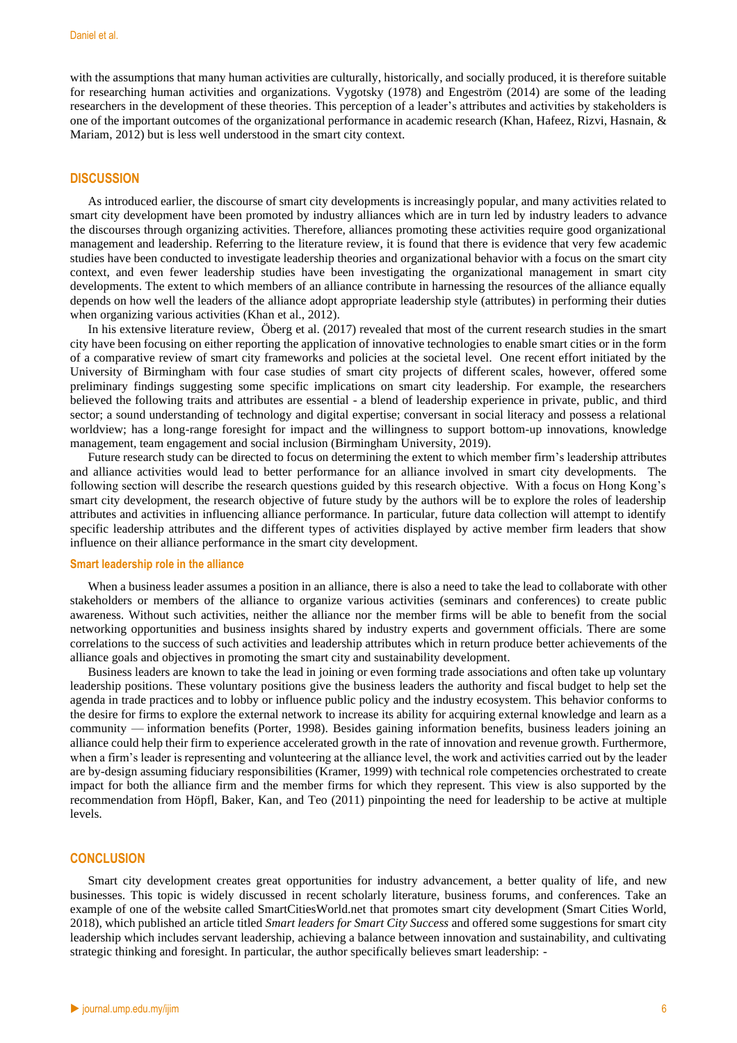with the assumptions that many human activities are culturally, historically, and socially produced, it is therefore suitable for researching human activities and organizations. Vygotsky (1978) and Engeström (2014) are some of the leading researchers in the development of these theories. This perception of a leader's attributes and activities by stakeholders is one of the important outcomes of the organizational performance in academic research (Khan, Hafeez, Rizvi, Hasnain, & Mariam, 2012) but is less well understood in the smart city context.

## DISCUSSION

As introduced earlier, the discourse of smart city developments is increasingly popular, and many activities related to smart city development have been promoted by industry alliances which are in turn led by industry leaders to advance the discourses through organizing activities. Therefore, alliances promoting these activities require good organizational management and leadership. Referring to the literature review, it is found that there is evidence that very few academic studies have been conducted to investigate leadership theories and organizational behavior with a focus on the smart city context, and even fewer leadership studies have been investigating the organizational management in smart city developments. The extent to which members of an alliance contribute in harnessing the resources of the alliance equally depends on how well the leaders of the alliance adopt appropriate leadership style (attributes) in performing their duties when organizing various activities (Khan et al., 2012).

In his extensive literature review, Öberg et al. (2017) revealed that most of the current research studies in the smart city have been focusing on either reporting the application of innovative technologies to enable smart cities or in the form of a comparative review of smart city frameworks and policies at the societal level. One recent effort initiated by the University of Birmingham with four case studies of smart city projects of different scales, however, offered some preliminary findings suggesting some specific implications on smart city leadership. For example, the researchers believed the following traits and attributes are essential - a blend of leadership experience in private, public, and third sector; a sound understanding of technology and digital expertise; conversant in social literacy and possess a relational worldview; has a long-range foresight for impact and the willingness to support bottom-up innovations, knowledge management, team engagement and social inclusion (Birmingham University, 2019).

Future research study can be directed to focus on determining the extent to which member firm's leadership attributes and alliance activities would lead to better performance for an alliance involved in smart city developments. The following section will describe the research questions guided by this research objective. With a focus on Hong Kong's smart city development, the research objective of future study by the authors will be to explore the roles of leadership attributes and activities in influencing alliance performance. In particular, future data collection will attempt to identify specific leadership attributes and the different types of activities displayed by active member firm leaders that show influence on their alliance performance in the smart city development.

### Smart leadership role in the alliance

When a business leader assumes a position in an alliance, there is also a need to take the lead to collaborate with other stakeholders or members of the alliance to organize various activities (seminars and conferences) to create public awareness. Without such activities, neither the alliance nor the member firms will be able to benefit from the social networking opportunities and business insights shared by industry experts and government officials. There are some correlations to the success of such activities and leadership attributes which in return produce better achievements of the alliance goals and objectives in promoting the smart city and sustainability development.

Business leaders are known to take the lead in joining or even forming trade associations and often take up voluntary leadership positions. These voluntary positions give the business leaders the authority and fiscal budget to help set the agenda in trade practices and to lobby or influence public policy and the industry ecosystem. This behavior conforms to the desire for firms to explore the external network to increase its ability for acquiring external knowledge and learn as a community — information benefits (Porter, 1998). Besides gaining information benefits, business leaders joining an alliance could help their firm to experience accelerated growth in the rate of innovation and revenue growth. Furthermore, when a firm's leader is representing and volunteering at the alliance level, the work and activities carried out by the leader are by-design assuming fiduciary responsibilities (Kramer, 1999) with technical role competencies orchestrated to create impact for both the alliance firm and the member firms for which they represent. This view is also supported by the recommendation from Höpfl, Baker, Kan, and Teo (2011) pinpointing the need for leadership to be active at multiple levels.

## CONCLUSION

Smart city development creates great opportunities for industry advancement, a better quality of life, and new businesses. This topic is widely discussed in recent scholarly literature, business forums, and conferences. Take an example of one of the website called SmartCitiesWorld.net that promotes smart city development (Smart Cities World, 2018), which published an article titled *Smart leaders for Smart City Success* and offered some suggestions for smart city leadership which includes servant leadership, achieving a balance between innovation and sustainability, and cultivating strategic thinking and foresight. In particular, the author specifically believes smart leadership: -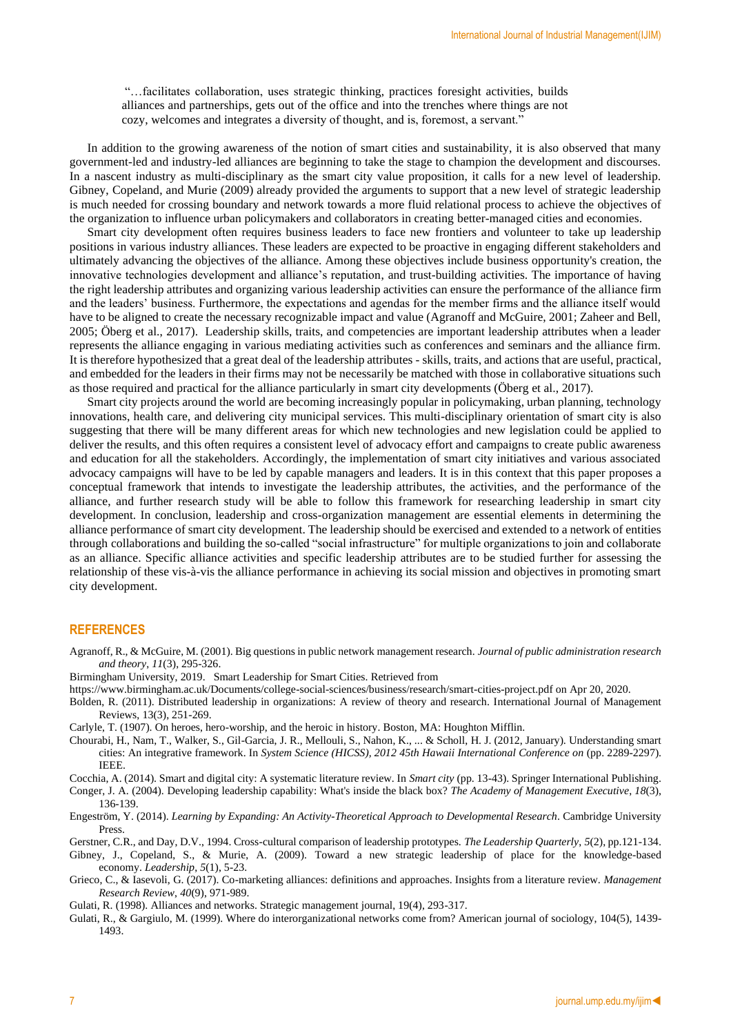> "…facilitates collaboration, uses strategic thinking, practices foresight activities, builds alliances and partnerships, gets out of the office and into the trenches where things are not cozy, welcomes and integrates a diversity of thought, and is, foremost, a servant."

In addition to the growing awareness of the notion of smart cities and sustainability, it is also observed that many government-led and industry-led alliances are beginning to take the stage to champion the development and discourses. In a nascent industry as multi-disciplinary as the smart city value proposition, it calls for a new level of leadership. Gibney, Copeland, and Murie (2009) already provided the arguments to support that a new level of strategic leadership is much needed for crossing boundary and network towards a more fluid relational process to achieve the objectives of the organization to influence urban policymakers and collaborators in creating better-managed cities and economies.

Smart city development often requires business leaders to face new frontiers and volunteer to take up leadership positions in various industry alliances. These leaders are expected to be proactive in engaging different stakeholders and ultimately advancing the objectives of the alliance. Among these objectives include business opportunity's creation, the innovative technologies development and alliance's reputation, and trust-building activities. The importance of having the right leadership attributes and organizing various leadership activities can ensure the performance of the alliance firm and the leaders' business. Furthermore, the expectations and agendas for the member firms and the alliance itself would have to be aligned to create the necessary recognizable impact and value (Agranoff and McGuire, 2001; Zaheer and Bell, 2005; Öberg et al., 2017). Leadership skills, traits, and competencies are important leadership attributes when a leader represents the alliance engaging in various mediating activities such as conferences and seminars and the alliance firm. It is therefore hypothesized that a great deal of the leadership attributes - skills, traits, and actions that are useful, practical, and embedded for the leaders in their firms may not be necessarily be matched with those in collaborative situations such as those required and practical for the alliance particularly in smart city developments (Öberg et al., 2017).

Smart city projects around the world are becoming increasingly popular in policymaking, urban planning, technology innovations, health care, and delivering city municipal services. This multi-disciplinary orientation of smart city is also suggesting that there will be many different areas for which new technologies and new legislation could be applied to deliver the results, and this often requires a consistent level of advocacy effort and campaigns to create public awareness and education for all the stakeholders. Accordingly, the implementation of smart city initiatives and various associated advocacy campaigns will have to be led by capable managers and leaders. It is in this context that this paper proposes a conceptual framework that intends to investigate the leadership attributes, the activities, and the performance of the alliance, and further research study will be able to follow this framework for researching leadership in smart city development. In conclusion, leadership and cross-organization management are essential elements in determining the alliance performance of smart city development. The leadership should be exercised and extended to a network of entities through collaborations and building the so-called "social infrastructure" for multiple organizations to join and collaborate as an alliance. Specific alliance activities and specific leadership attributes are to be studied further for assessing the relationship of these vis-à-vis the alliance performance in achieving its social mission and objectives in promoting smart city development.

## REFERENCES

Agranoff, R., & McGuire, M. (2001). Big questions in public network management research. *Journal of public administration research and theory*, *11*(3), 295-326.

Birmingham University, 2019. Smart Leadership for Smart Cities. Retrieved from https://www.birmingham.ac.uk/Documents/college-social-sciences/business/research/smart-cities-project.pdf on Apr 20, 2020.

Bolden, R. (2011). Distributed leadership in organizations: A review of theory and research. International Journal of Management Reviews, 13(3), 251-269.

Carlyle, T. (1907). On heroes, hero-worship, and the heroic in history. Boston, MA: Houghton Mifflin.

Chourabi, H., Nam, T., Walker, S., Gil-Garcia, J. R., Mellouli, S., Nahon, K., ... & Scholl, H. J. (2012, January). Understanding smart cities: An integrative framework. In *System Science (HICSS), 2012 45th Hawaii International Conference on* (pp. 2289-2297). IEEE.

Cocchia, A. (2014). Smart and digital city: A systematic literature review. In *Smart city* (pp. 13-43). Springer International Publishing.

Conger, J. A. (2004). Developing leadership capability: What's inside the black box? *The Academy of Management Executive*, *18*(3), 136-139.

Engeström, Y. (2014). *Learning by Expanding: An Activity-Theoretical Approach to Developmental Research*. Cambridge University Press.

Gerstner, C.R., and Day, D.V., 1994. Cross-cultural comparison of leadership prototypes. *The Leadership Quarterly*, *5*(2), pp.121-134.

Gibney, J., Copeland, S., & Murie, A. (2009). Toward a new strategic leadership of place for the knowledge-based economy. *Leadership*, *5*(1), 5-23.

Grieco, C., & Iasevoli, G. (2017). Co-marketing alliances: definitions and approaches. Insights from a literature review. *Management Research Review*, *40*(9), 971-989.

Gulati, R. (1998). Alliances and networks. Strategic management journal, 19(4), 293-317.

Gulati, R., & Gargiulo, M. (1999). Where do interorganizational networks come from? American journal of sociology, 104(5), 1439-1493.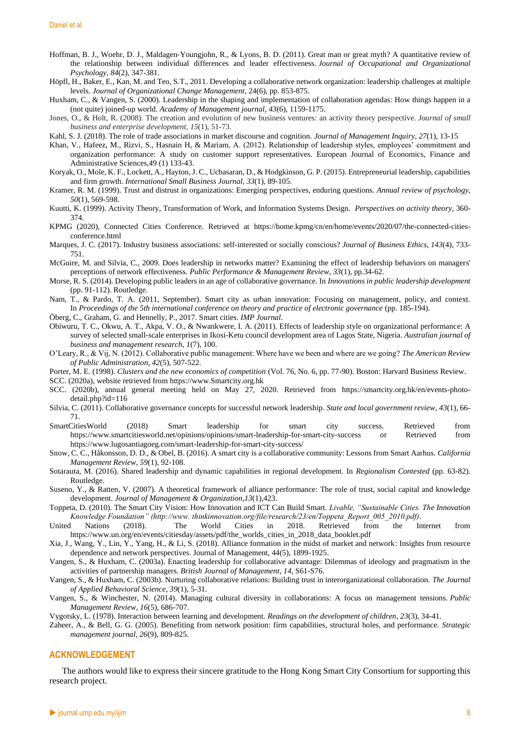Hoffman, B. J., Woehr, D. J., Maldagen‐Youngjohn, R., & Lyons, B. D. (2011). Great man or great myth? A quantitative review of the relationship between individual differences and leader effectiveness. *Journal of Occupational and Organizational Psychology*, *84*(2), 347-381.

Höpfl, H., Baker, E., Kan, M. and Teo, S.T., 2011. Developing a collaborative network organization: leadership challenges at multiple levels. *Journal of Organizational Change Management*, 24(6), pp. 853-875.

Huxham, C., & Vangen, S. (2000). Leadership in the shaping and implementation of collaboration agendas: How things happen in a (not quite) joined-up world. *Academy of Management journal*, *43*(6), 1159-1175.

Jones, O., & Holt, R. (2008). The creation and evolution of new business ventures: an activity theory perspective. *Journal of small business and enterprise development*, *15*(1), 51-73.

Kahl, S. J. (2018). The role of trade associations in market discourse and cognition. *Journal of Management Inquiry*, *27*(1), 13-15

Khan, V., Hafeez, M., Rizvi, S., Hasnain H, & Mariam, A. (2012). Relationship of leadership styles, employees' commitment and organization performance: A study on customer support representatives. European Journal of Economics, Finance and Administrative Sciences,49 (1) 133-43.

Koryak, O., Mole, K. F., Lockett, A., Hayton, J. C., Ucbasaran, D., & Hodgkinson, G. P. (2015). Entrepreneurial leadership, capabilities and firm growth. *International Small Business Journal*, *33*(1), 89-105.

Kramer, R. M. (1999). Trust and distrust in organizations: Emerging perspectives, enduring questions. *Annual review of psychology*, *50*(1), 569-598.

Kuutti, K. (1999). Activity Theory, Transformation of Work, and Information Systems Design. *Perspectives on activity theory*, 360-374.

KPMG (2020), Connected Cities Conference. Retrieved at https://home.kpmg/cn/en/home/events/2020/07/the-connected-cities-conference.html

Marques, J. C. (2017). Industry business associations: self-interested or socially conscious? *Journal of Business Ethics*, *143*(4), 733-751.

McGuire, M. and Silvia, C., 2009. Does leadership in networks matter? Examining the effect of leadership behaviors on managers' perceptions of network effectiveness. *Public Performance & Management Review*, *33*(1), pp.34-62.

Morse, R. S. (2014). Developing public leaders in an age of collaborative governance. In *Innovations in public leadership development* (pp. 91-112). Routledge.

Nam, T., & Pardo, T. A. (2011, September). Smart city as urban innovation: Focusing on management, policy, and context. In *Proceedings of the 5th international conference on theory and practice of electronic governance* (pp. 185-194).

Öberg, C., Graham, G. and Hennelly, P., 2017. Smart cities. *IMP Journal*.

Obiwuru, T. C., Okwu, A. T., Akpa, V. O., & Nwankwere, I. A. (2011). Effects of leadership style on organizational performance: A survey of selected small-scale enterprises in Ikosi-Ketu council development area of Lagos State, Nigeria. *Australian journal of business and management research*, *1*(7), 100.

O'Leary, R., & Vij, N. (2012). Collaborative public management: Where have we been and where are we going? *The American Review of Public Administration*, *42*(5), 507-522.

Porter, M. E. (1998). *Clusters and the new economics of competition* (Vol. 76, No. 6, pp. 77-90). Boston: Harvard Business Review.

SCC. (2020a), website retrieved from https://www.Smartcity.org.hk

SCC. (2020b), annual general meeting held on May 27, 2020. Retrieved from https://smartcity.org.hk/en/events-photo-detail.php?id=116

Silvia, C. (2011). Collaborative governance concepts for successful network leadership. *State and local government review*, *43*(1), 66-71.

SmartCitiesWorld (2018) Smart leadership for smart city success. Retrieved from https://www.smartcitiesworld.net/opinions/opinions/smart-leadership-for-smart-city-success or Retrieved from https://www.lugosantiagoeg.com/smart-leadership-for-smart-city-success/

Snow, C. C., Håkonsson, D. D., & Obel, B. (2016). A smart city is a collaborative community: Lessons from Smart Aarhus. *California Management Review*, *59*(1), 92-108.

Sotarauta, M. (2016). Shared leadership and dynamic capabilities in regional development. In *Regionalism Contested* (pp. 63-82). Routledge.

Suseno, Y., & Ratten, V. (2007). A theoretical framework of alliance performance: The role of trust, social capital and knowledge development. *Journal of Management & Organization*,*13*(1),423.

Toppeta, D. (2010). The Smart City Vision: How Innovation and ICT Can Build Smart. *Livable, "Sustainable Cities. The Innovation Knowledge Foundation" (http://www. thinkinnovation.org/file/research/23/en/Toppeta_Report_005_2010.pdf)*.

United Nations (2018). The World Cities in 2018. Retrieved from the Internet from https://www.un.org/en/events/citiesday/assets/pdf/the_worlds_cities_in_2018_data_booklet.pdf

Xia, J., Wang, Y., Lin, Y., Yang, H., & Li, S. (2018). Alliance formation in the midst of market and network: Insights from resource dependence and network perspectives. Journal of Management, 44(5), 1899-1925.

Vangen, S., & Huxham, C. (2003a). Enacting leadership for collaborative advantage: Dilemmas of ideology and pragmatism in the activities of partnership managers. *British Journal of Management*, *14*, S61-S76.

Vangen, S., & Huxham, C. (2003b). Nurturing collaborative relations: Building trust in interorganizational collaboration. *The Journal of Applied Behavioral Science*, *39*(1), 5-31.

Vangen, S., & Winchester, N. (2014). Managing cultural diversity in collaborations: A focus on management tensions. *Public Management Review*, *16*(5), 686-707.

Vygotsky, L. (1978). Interaction between learning and development. *Readings on the development of children*, *23*(3), 34-41.

Zaheer, A., & Bell, G. G. (2005). Benefiting from network position: firm capabilities, structural holes, and performance. *Strategic management journal*, *26*(9), 809-825.

## ACKNOWLEDGEMENT

The authors would like to express their sincere gratitude to the Hong Kong Smart City Consortium for supporting this research project.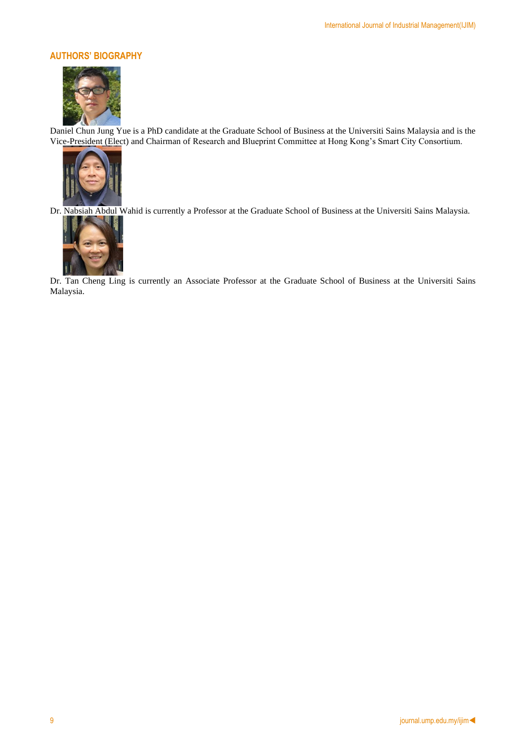## AUTHORS' BIOGRAPHY

Daniel Chun Jung Yue is a PhD candidate at the Graduate School of Business at the Universiti Sains Malaysia and is the Vice-President (Elect) and Chairman of Research and Blueprint Committee at Hong Kong's Smart City Consortium.

Dr. Nabsiah Abdul Wahid is currently a Professor at the Graduate School of Business at the Universiti Sains Malaysia.

Dr. Tan Cheng Ling is currently an Associate Professor at the Graduate School of Business at the Universiti Sains Malaysia.